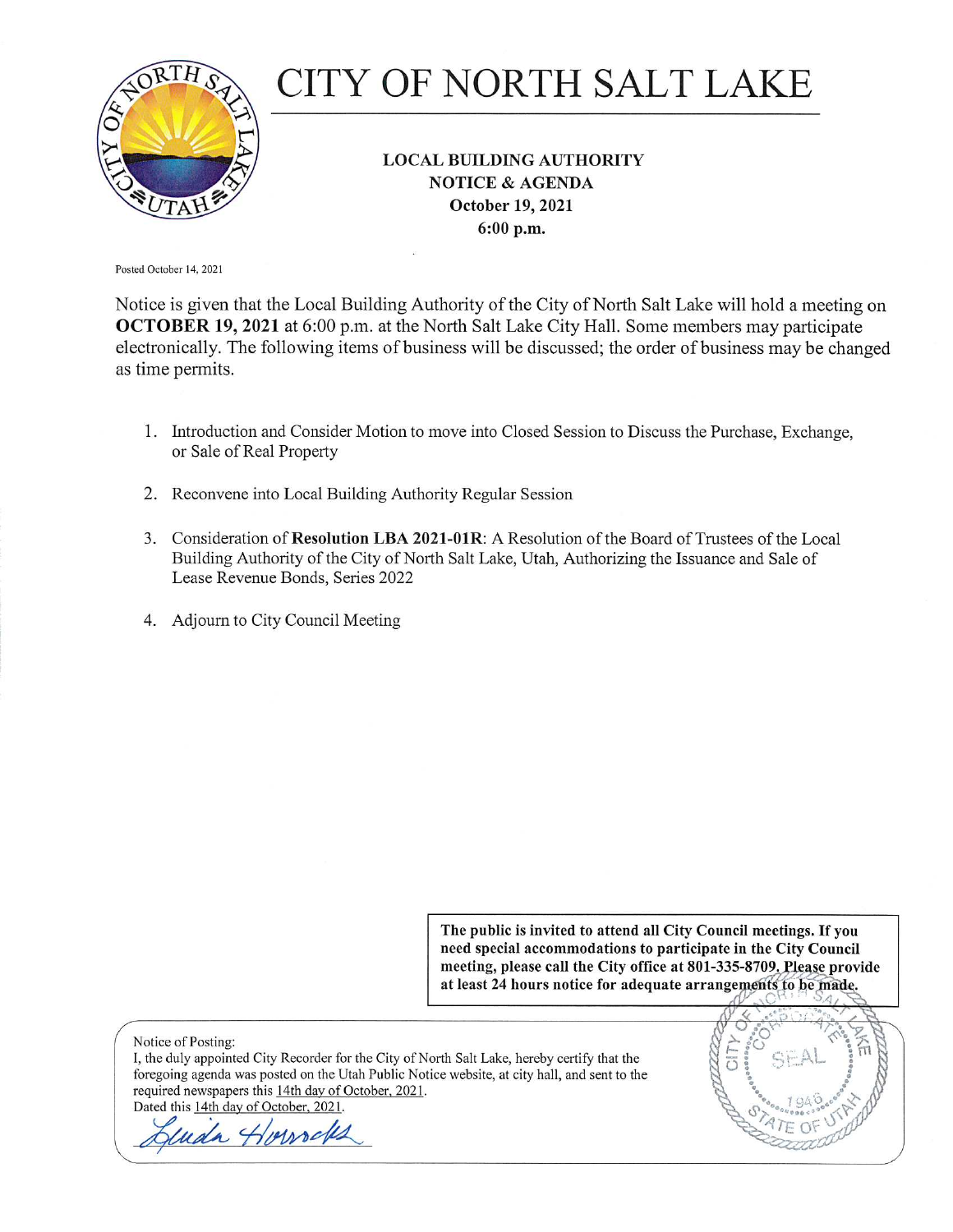# CITY OF NORTH SALT LAKE

**LOCAL BUILDING AUTHORITY**
**NOTICE & AGENDA**
**October 19, 2021**
**6:00 p.m.**

Posted October 14, 2021

Notice is given that the Local Building Authority of the City of North Salt Lake will hold a meeting on **OCTOBER 19, 2021** at 6:00 p.m. at the North Salt Lake City Hall. Some members may participate electronically. The following items of business will be discussed; the order of business may be changed as time permits.

1. Introduction and Consider Motion to move into Closed Session to Discuss the Purchase, Exchange, or Sale of Real Property
2. Reconvene into Local Building Authority Regular Session
3. Consideration of **Resolution LBA 2021-01R**: A Resolution of the Board of Trustees of the Local Building Authority of the City of North Salt Lake, Utah, Authorizing the Issuance and Sale of Lease Revenue Bonds, Series 2022
4. Adjourn to City Council Meeting

**The public is invited to attend all City Council meetings. If you need special accommodations to participate in the City Council meeting, please call the City office at 801-335-8709. Please provide at least 24 hours notice for adequate arrangements to be made.**

Notice of Posting:
I, the duly appointed City Recorder for the City of North Salt Lake, hereby certify that the foregoing agenda was posted on the Utah Public Notice website, at city hall, and sent to the required newspapers this 14th day of October, 2021.
Dated this 14th day of October, 2021.

Linda Horrocks

CITY OF NORTH SALT LAKE CORPORATE SEAL 1946 STATE OF UTAH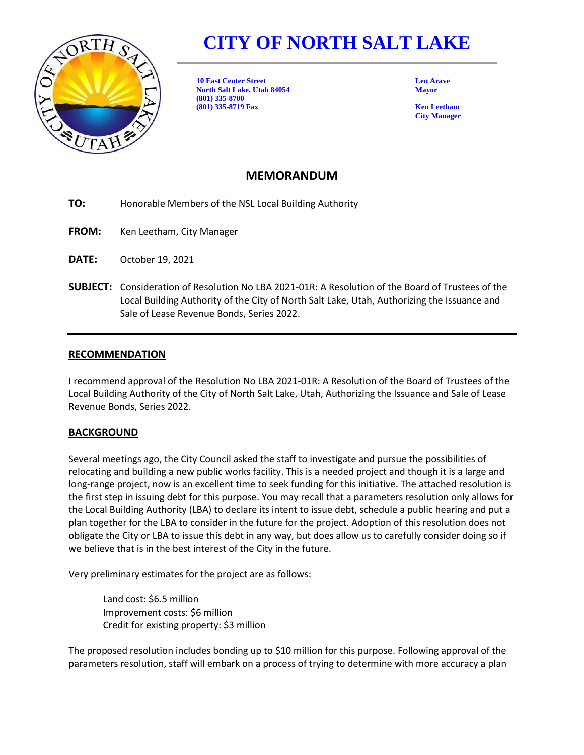# CITY OF NORTH SALT LAKE

**10 East Center Street**
**North Salt Lake, Utah 84054**
**(801) 335-8700**
**(801) 335-8719 Fax**

**Len Arave**
**Mayor**

**Ken Leetham**
**City Manager**

## MEMORANDUM

**TO:** Honorable Members of the NSL Local Building Authority

**FROM:** Ken Leetham, City Manager

**DATE:** October 19, 2021

**SUBJECT:** Consideration of Resolution No LBA 2021-01R: A Resolution of the Board of Trustees of the Local Building Authority of the City of North Salt Lake, Utah, Authorizing the Issuance and Sale of Lease Revenue Bonds, Series 2022.

---

### RECOMMENDATION

I recommend approval of the Resolution No LBA 2021-01R: A Resolution of the Board of Trustees of the Local Building Authority of the City of North Salt Lake, Utah, Authorizing the Issuance and Sale of Lease Revenue Bonds, Series 2022.

### BACKGROUND

Several meetings ago, the City Council asked the staff to investigate and pursue the possibilities of relocating and building a new public works facility. This is a needed project and though it is a large and long-range project, now is an excellent time to seek funding for this initiative. The attached resolution is the first step in issuing debt for this purpose. You may recall that a parameters resolution only allows for the Local Building Authority (LBA) to declare its intent to issue debt, schedule a public hearing and put a plan together for the LBA to consider in the future for the project. Adoption of this resolution does not obligate the City or LBA to issue this debt in any way, but does allow us to carefully consider doing so if we believe that is in the best interest of the City in the future.

Very preliminary estimates for the project are as follows:

Land cost: $6.5 million
Improvement costs: $6 million
Credit for existing property: $3 million

The proposed resolution includes bonding up to $10 million for this purpose. Following approval of the parameters resolution, staff will embark on a process of trying to determine with more accuracy a plan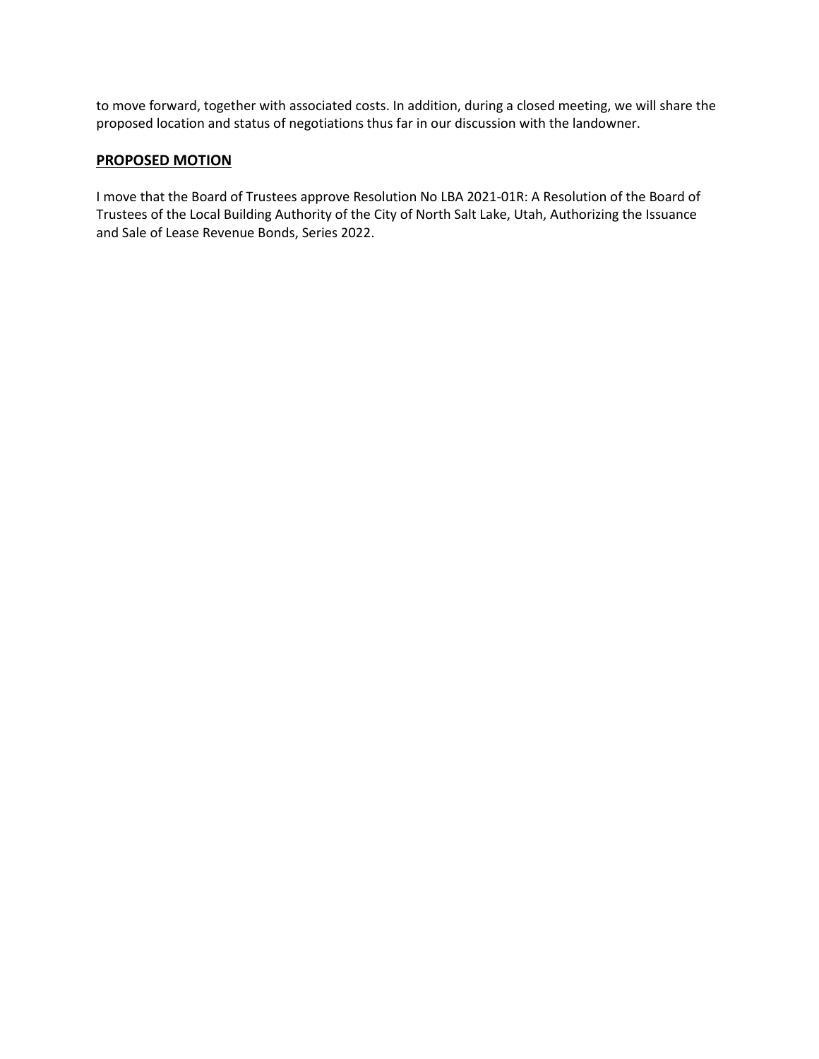to move forward, together with associated costs. In addition, during a closed meeting, we will share the proposed location and status of negotiations thus far in our discussion with the landowner.

## **PROPOSED MOTION**

I move that the Board of Trustees approve Resolution No LBA 2021-01R: A Resolution of the Board of Trustees of the Local Building Authority of the City of North Salt Lake, Utah, Authorizing the Issuance and Sale of Lease Revenue Bonds, Series 2022.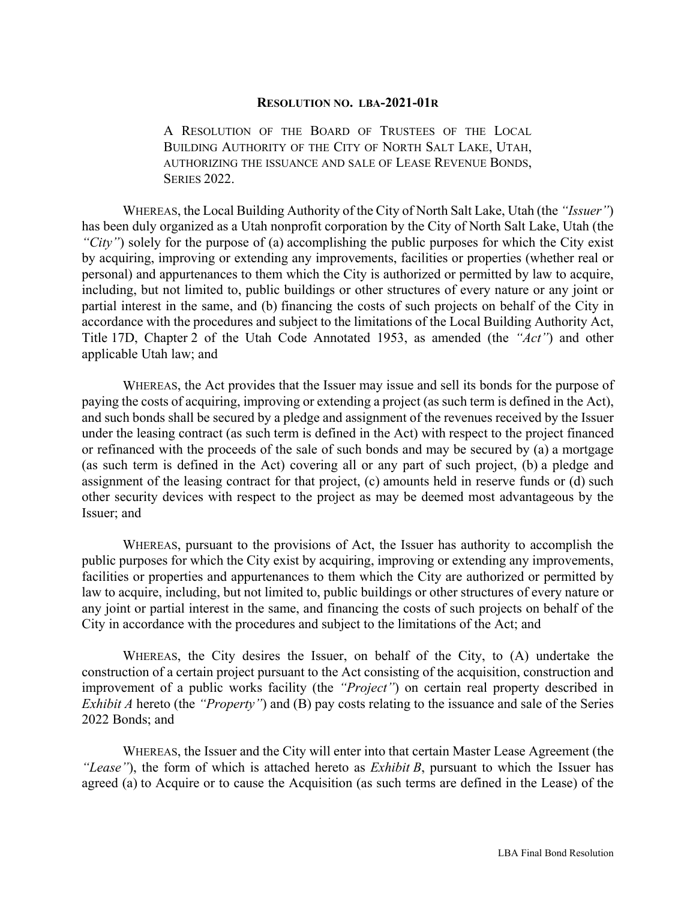**RESOLUTION NO. LBA-2021-01R**

A RESOLUTION OF THE BOARD OF TRUSTEES OF THE LOCAL BUILDING AUTHORITY OF THE CITY OF NORTH SALT LAKE, UTAH, AUTHORIZING THE ISSUANCE AND SALE OF LEASE REVENUE BONDS, SERIES 2022.

WHEREAS, the Local Building Authority of the City of North Salt Lake, Utah (the *"Issuer"*) has been duly organized as a Utah nonprofit corporation by the City of North Salt Lake, Utah (the *"City"*) solely for the purpose of (a) accomplishing the public purposes for which the City exist by acquiring, improving or extending any improvements, facilities or properties (whether real or personal) and appurtenances to them which the City is authorized or permitted by law to acquire, including, but not limited to, public buildings or other structures of every nature or any joint or partial interest in the same, and (b) financing the costs of such projects on behalf of the City in accordance with the procedures and subject to the limitations of the Local Building Authority Act, Title 17D, Chapter 2 of the Utah Code Annotated 1953, as amended (the *"Act"*) and other applicable Utah law; and

WHEREAS, the Act provides that the Issuer may issue and sell its bonds for the purpose of paying the costs of acquiring, improving or extending a project (as such term is defined in the Act), and such bonds shall be secured by a pledge and assignment of the revenues received by the Issuer under the leasing contract (as such term is defined in the Act) with respect to the project financed or refinanced with the proceeds of the sale of such bonds and may be secured by (a) a mortgage (as such term is defined in the Act) covering all or any part of such project, (b) a pledge and assignment of the leasing contract for that project, (c) amounts held in reserve funds or (d) such other security devices with respect to the project as may be deemed most advantageous by the Issuer; and

WHEREAS, pursuant to the provisions of Act, the Issuer has authority to accomplish the public purposes for which the City exist by acquiring, improving or extending any improvements, facilities or properties and appurtenances to them which the City are authorized or permitted by law to acquire, including, but not limited to, public buildings or other structures of every nature or any joint or partial interest in the same, and financing the costs of such projects on behalf of the City in accordance with the procedures and subject to the limitations of the Act; and

WHEREAS, the City desires the Issuer, on behalf of the City, to (A) undertake the construction of a certain project pursuant to the Act consisting of the acquisition, construction and improvement of a public works facility (the *"Project"*) on certain real property described in *Exhibit A* hereto (the *"Property"*) and (B) pay costs relating to the issuance and sale of the Series 2022 Bonds; and

WHEREAS, the Issuer and the City will enter into that certain Master Lease Agreement (the *"Lease"*), the form of which is attached hereto as *Exhibit B*, pursuant to which the Issuer has agreed (a) to Acquire or to cause the Acquisition (as such terms are defined in the Lease) of the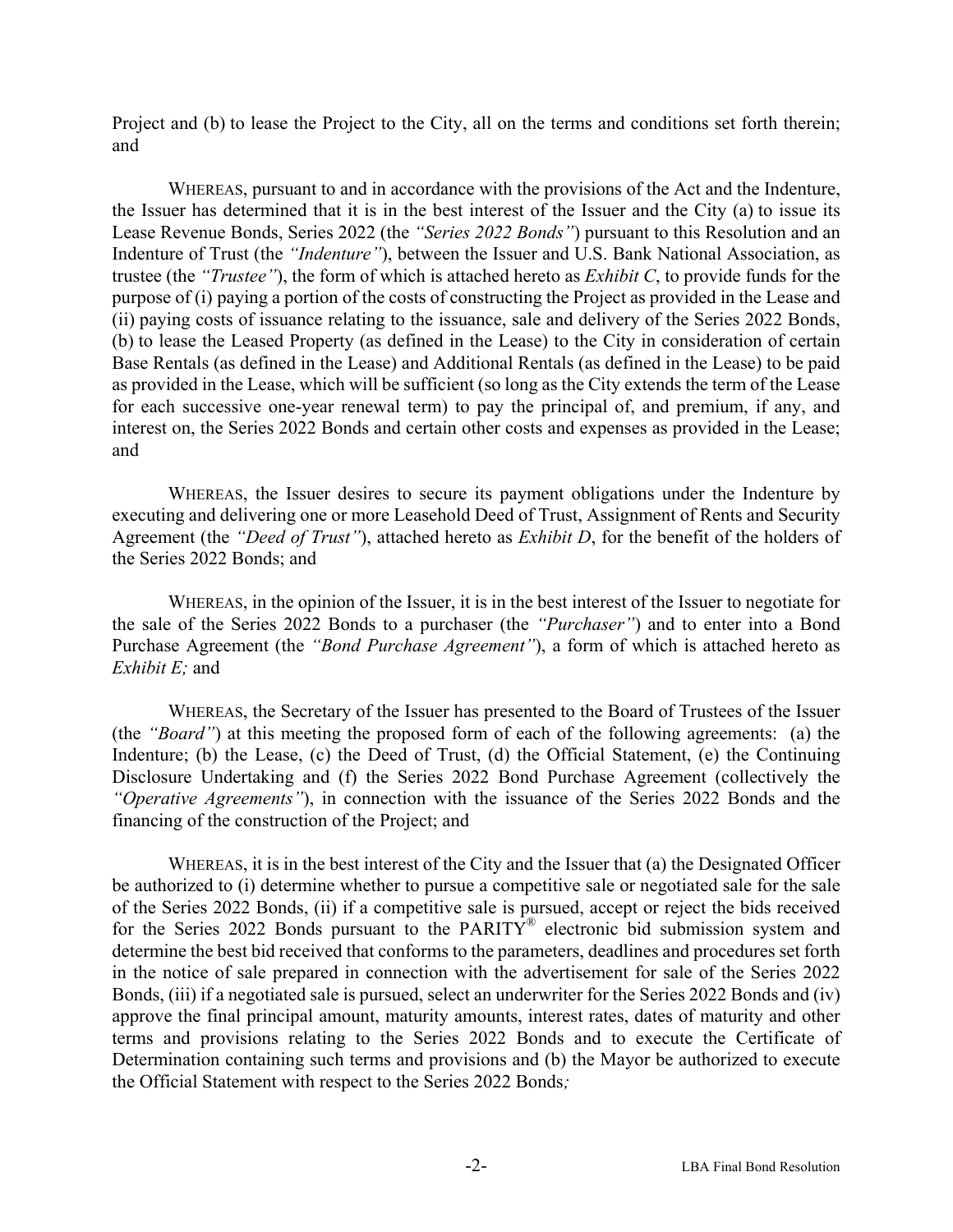Project and (b) to lease the Project to the City, all on the terms and conditions set forth therein; and

WHEREAS, pursuant to and in accordance with the provisions of the Act and the Indenture, the Issuer has determined that it is in the best interest of the Issuer and the City (a) to issue its Lease Revenue Bonds, Series 2022 (the *"Series 2022 Bonds"*) pursuant to this Resolution and an Indenture of Trust (the *"Indenture"*), between the Issuer and U.S. Bank National Association, as trustee (the *"Trustee"*), the form of which is attached hereto as *Exhibit C*, to provide funds for the purpose of (i) paying a portion of the costs of constructing the Project as provided in the Lease and (ii) paying costs of issuance relating to the issuance, sale and delivery of the Series 2022 Bonds, (b) to lease the Leased Property (as defined in the Lease) to the City in consideration of certain Base Rentals (as defined in the Lease) and Additional Rentals (as defined in the Lease) to be paid as provided in the Lease, which will be sufficient (so long as the City extends the term of the Lease for each successive one-year renewal term) to pay the principal of, and premium, if any, and interest on, the Series 2022 Bonds and certain other costs and expenses as provided in the Lease; and

WHEREAS, the Issuer desires to secure its payment obligations under the Indenture by executing and delivering one or more Leasehold Deed of Trust, Assignment of Rents and Security Agreement (the *"Deed of Trust"*), attached hereto as *Exhibit D*, for the benefit of the holders of the Series 2022 Bonds; and

WHEREAS, in the opinion of the Issuer, it is in the best interest of the Issuer to negotiate for the sale of the Series 2022 Bonds to a purchaser (the *"Purchaser"*) and to enter into a Bond Purchase Agreement (the *"Bond Purchase Agreement"*), a form of which is attached hereto as *Exhibit E;* and

WHEREAS, the Secretary of the Issuer has presented to the Board of Trustees of the Issuer (the *"Board"*) at this meeting the proposed form of each of the following agreements: (a) the Indenture; (b) the Lease, (c) the Deed of Trust, (d) the Official Statement, (e) the Continuing Disclosure Undertaking and (f) the Series 2022 Bond Purchase Agreement (collectively the *"Operative Agreements"*), in connection with the issuance of the Series 2022 Bonds and the financing of the construction of the Project; and

WHEREAS, it is in the best interest of the City and the Issuer that (a) the Designated Officer be authorized to (i) determine whether to pursue a competitive sale or negotiated sale for the sale of the Series 2022 Bonds, (ii) if a competitive sale is pursued, accept or reject the bids received for the Series 2022 Bonds pursuant to the PARITY® electronic bid submission system and determine the best bid received that conforms to the parameters, deadlines and procedures set forth in the notice of sale prepared in connection with the advertisement for sale of the Series 2022 Bonds, (iii) if a negotiated sale is pursued, select an underwriter for the Series 2022 Bonds and (iv) approve the final principal amount, maturity amounts, interest rates, dates of maturity and other terms and provisions relating to the Series 2022 Bonds and to execute the Certificate of Determination containing such terms and provisions and (b) the Mayor be authorized to execute the Official Statement with respect to the Series 2022 Bonds*;*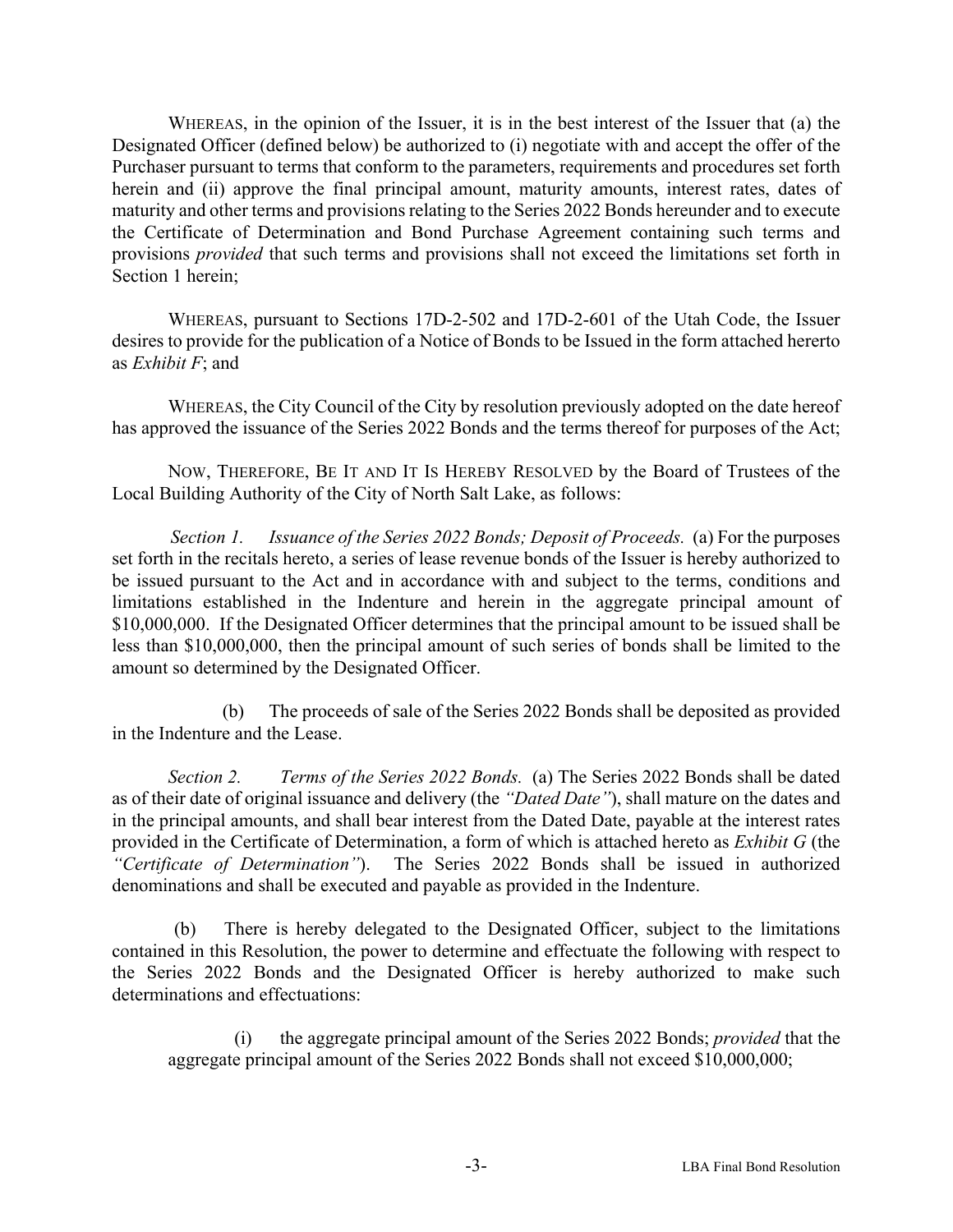WHEREAS, in the opinion of the Issuer, it is in the best interest of the Issuer that (a) the Designated Officer (defined below) be authorized to (i) negotiate with and accept the offer of the Purchaser pursuant to terms that conform to the parameters, requirements and procedures set forth herein and (ii) approve the final principal amount, maturity amounts, interest rates, dates of maturity and other terms and provisions relating to the Series 2022 Bonds hereunder and to execute the Certificate of Determination and Bond Purchase Agreement containing such terms and provisions *provided* that such terms and provisions shall not exceed the limitations set forth in Section 1 herein;

WHEREAS, pursuant to Sections 17D-2-502 and 17D-2-601 of the Utah Code, the Issuer desires to provide for the publication of a Notice of Bonds to be Issued in the form attached hererto as *Exhibit F*; and

WHEREAS, the City Council of the City by resolution previously adopted on the date hereof has approved the issuance of the Series 2022 Bonds and the terms thereof for purposes of the Act;

NOW, THEREFORE, BE IT AND IT IS HEREBY RESOLVED by the Board of Trustees of the Local Building Authority of the City of North Salt Lake, as follows:

*Section 1. Issuance of the Series 2022 Bonds; Deposit of Proceeds.* (a) For the purposes set forth in the recitals hereto, a series of lease revenue bonds of the Issuer is hereby authorized to be issued pursuant to the Act and in accordance with and subject to the terms, conditions and limitations established in the Indenture and herein in the aggregate principal amount of $10,000,000. If the Designated Officer determines that the principal amount to be issued shall be less than $10,000,000, then the principal amount of such series of bonds shall be limited to the amount so determined by the Designated Officer.

(b) The proceeds of sale of the Series 2022 Bonds shall be deposited as provided in the Indenture and the Lease.

*Section 2. Terms of the Series 2022 Bonds.* (a) The Series 2022 Bonds shall be dated as of their date of original issuance and delivery (the *"Dated Date"*), shall mature on the dates and in the principal amounts, and shall bear interest from the Dated Date, payable at the interest rates provided in the Certificate of Determination, a form of which is attached hereto as *Exhibit G* (the *"Certificate of Determination"*). The Series 2022 Bonds shall be issued in authorized denominations and shall be executed and payable as provided in the Indenture.

(b) There is hereby delegated to the Designated Officer, subject to the limitations contained in this Resolution, the power to determine and effectuate the following with respect to the Series 2022 Bonds and the Designated Officer is hereby authorized to make such determinations and effectuations:

(i) the aggregate principal amount of the Series 2022 Bonds; *provided* that the aggregate principal amount of the Series 2022 Bonds shall not exceed $10,000,000;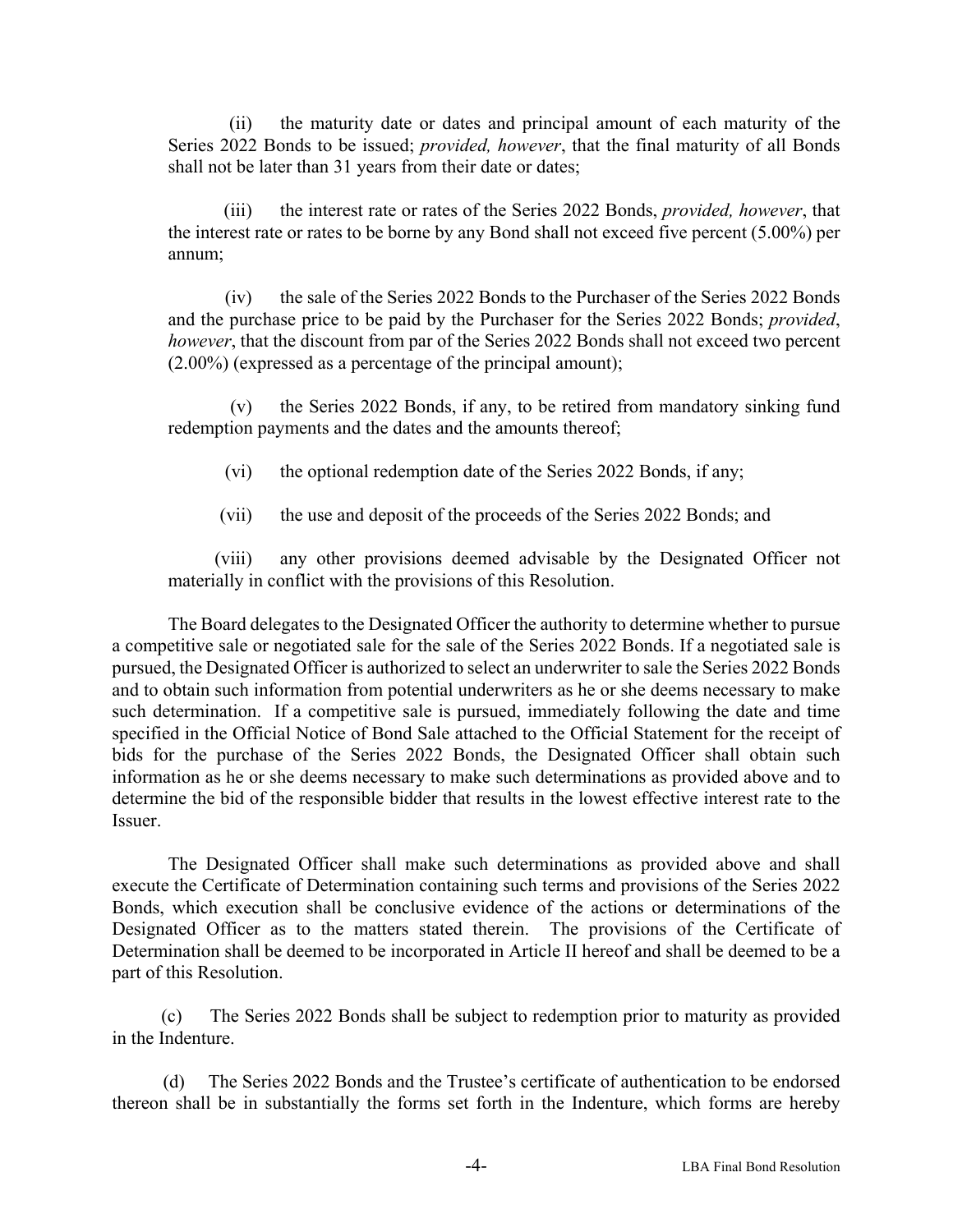(ii) the maturity date or dates and principal amount of each maturity of the Series 2022 Bonds to be issued; *provided, however*, that the final maturity of all Bonds shall not be later than 31 years from their date or dates;

(iii) the interest rate or rates of the Series 2022 Bonds, *provided, however*, that the interest rate or rates to be borne by any Bond shall not exceed five percent (5.00%) per annum;

(iv) the sale of the Series 2022 Bonds to the Purchaser of the Series 2022 Bonds and the purchase price to be paid by the Purchaser for the Series 2022 Bonds; *provided*, *however*, that the discount from par of the Series 2022 Bonds shall not exceed two percent (2.00%) (expressed as a percentage of the principal amount);

(v) the Series 2022 Bonds, if any, to be retired from mandatory sinking fund redemption payments and the dates and the amounts thereof;

(vi) the optional redemption date of the Series 2022 Bonds, if any;

(vii) the use and deposit of the proceeds of the Series 2022 Bonds; and

(viii) any other provisions deemed advisable by the Designated Officer not materially in conflict with the provisions of this Resolution.

The Board delegates to the Designated Officer the authority to determine whether to pursue a competitive sale or negotiated sale for the sale of the Series 2022 Bonds. If a negotiated sale is pursued, the Designated Officer is authorized to select an underwriter to sale the Series 2022 Bonds and to obtain such information from potential underwriters as he or she deems necessary to make such determination. If a competitive sale is pursued, immediately following the date and time specified in the Official Notice of Bond Sale attached to the Official Statement for the receipt of bids for the purchase of the Series 2022 Bonds, the Designated Officer shall obtain such information as he or she deems necessary to make such determinations as provided above and to determine the bid of the responsible bidder that results in the lowest effective interest rate to the Issuer.

The Designated Officer shall make such determinations as provided above and shall execute the Certificate of Determination containing such terms and provisions of the Series 2022 Bonds, which execution shall be conclusive evidence of the actions or determinations of the Designated Officer as to the matters stated therein. The provisions of the Certificate of Determination shall be deemed to be incorporated in Article II hereof and shall be deemed to be a part of this Resolution.

(c) The Series 2022 Bonds shall be subject to redemption prior to maturity as provided in the Indenture.

(d) The Series 2022 Bonds and the Trustee's certificate of authentication to be endorsed thereon shall be in substantially the forms set forth in the Indenture, which forms are hereby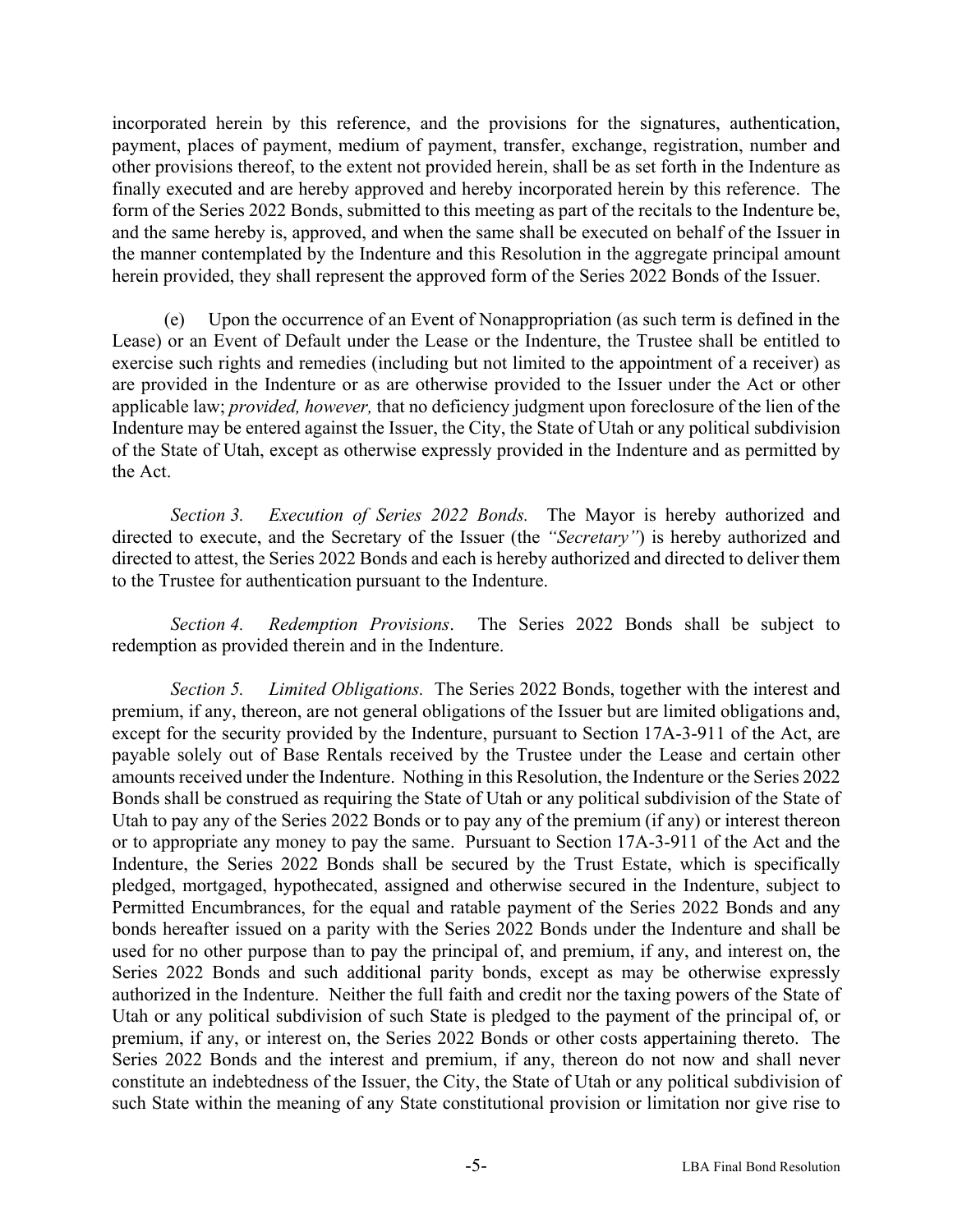incorporated herein by this reference, and the provisions for the signatures, authentication, payment, places of payment, medium of payment, transfer, exchange, registration, number and other provisions thereof, to the extent not provided herein, shall be as set forth in the Indenture as finally executed and are hereby approved and hereby incorporated herein by this reference. The form of the Series 2022 Bonds, submitted to this meeting as part of the recitals to the Indenture be, and the same hereby is, approved, and when the same shall be executed on behalf of the Issuer in the manner contemplated by the Indenture and this Resolution in the aggregate principal amount herein provided, they shall represent the approved form of the Series 2022 Bonds of the Issuer.

(e) Upon the occurrence of an Event of Nonappropriation (as such term is defined in the Lease) or an Event of Default under the Lease or the Indenture, the Trustee shall be entitled to exercise such rights and remedies (including but not limited to the appointment of a receiver) as are provided in the Indenture or as are otherwise provided to the Issuer under the Act or other applicable law; *provided, however,* that no deficiency judgment upon foreclosure of the lien of the Indenture may be entered against the Issuer, the City, the State of Utah or any political subdivision of the State of Utah, except as otherwise expressly provided in the Indenture and as permitted by the Act.

*Section 3. Execution of Series 2022 Bonds.* The Mayor is hereby authorized and directed to execute, and the Secretary of the Issuer (the *"Secretary"*) is hereby authorized and directed to attest, the Series 2022 Bonds and each is hereby authorized and directed to deliver them to the Trustee for authentication pursuant to the Indenture.

*Section 4. Redemption Provisions*. The Series 2022 Bonds shall be subject to redemption as provided therein and in the Indenture.

*Section 5. Limited Obligations.* The Series 2022 Bonds, together with the interest and premium, if any, thereon, are not general obligations of the Issuer but are limited obligations and, except for the security provided by the Indenture, pursuant to Section 17A-3-911 of the Act, are payable solely out of Base Rentals received by the Trustee under the Lease and certain other amounts received under the Indenture. Nothing in this Resolution, the Indenture or the Series 2022 Bonds shall be construed as requiring the State of Utah or any political subdivision of the State of Utah to pay any of the Series 2022 Bonds or to pay any of the premium (if any) or interest thereon or to appropriate any money to pay the same. Pursuant to Section 17A-3-911 of the Act and the Indenture, the Series 2022 Bonds shall be secured by the Trust Estate, which is specifically pledged, mortgaged, hypothecated, assigned and otherwise secured in the Indenture, subject to Permitted Encumbrances, for the equal and ratable payment of the Series 2022 Bonds and any bonds hereafter issued on a parity with the Series 2022 Bonds under the Indenture and shall be used for no other purpose than to pay the principal of, and premium, if any, and interest on, the Series 2022 Bonds and such additional parity bonds, except as may be otherwise expressly authorized in the Indenture. Neither the full faith and credit nor the taxing powers of the State of Utah or any political subdivision of such State is pledged to the payment of the principal of, or premium, if any, or interest on, the Series 2022 Bonds or other costs appertaining thereto. The Series 2022 Bonds and the interest and premium, if any, thereon do not now and shall never constitute an indebtedness of the Issuer, the City, the State of Utah or any political subdivision of such State within the meaning of any State constitutional provision or limitation nor give rise to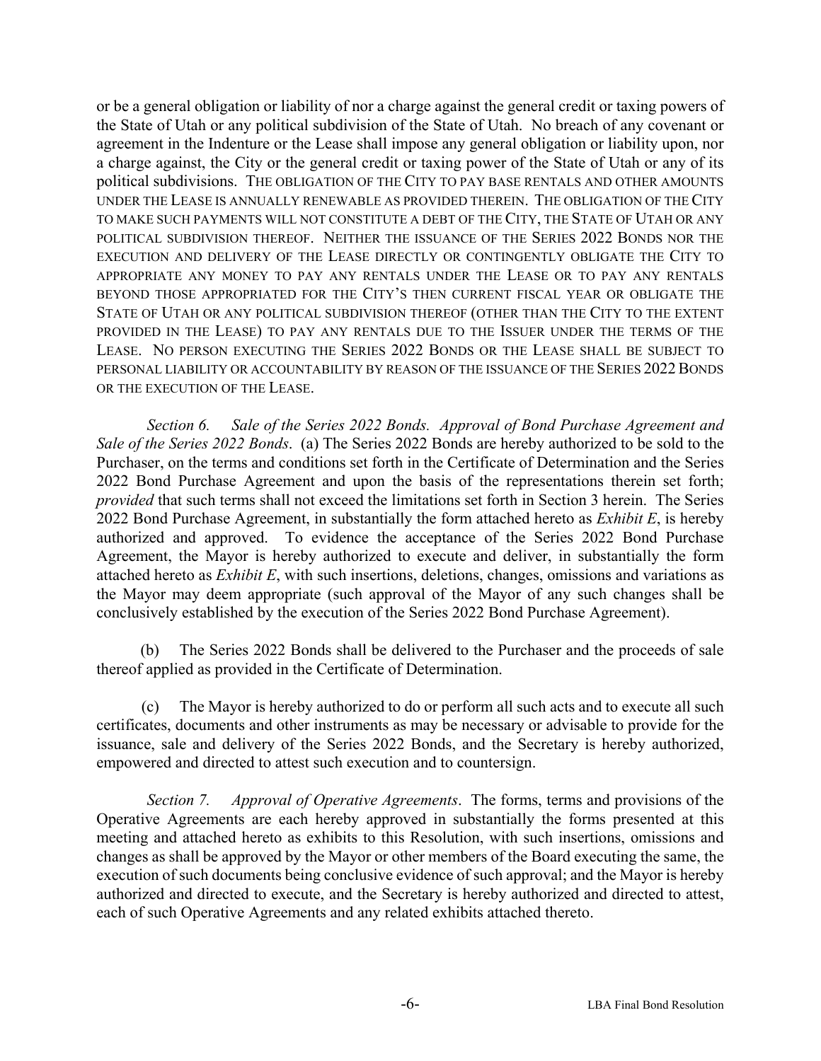or be a general obligation or liability of nor a charge against the general credit or taxing powers of the State of Utah or any political subdivision of the State of Utah. No breach of any covenant or agreement in the Indenture or the Lease shall impose any general obligation or liability upon, nor a charge against, the City or the general credit or taxing power of the State of Utah or any of its political subdivisions. THE OBLIGATION OF THE CITY TO PAY BASE RENTALS AND OTHER AMOUNTS UNDER THE LEASE IS ANNUALLY RENEWABLE AS PROVIDED THEREIN. THE OBLIGATION OF THE CITY TO MAKE SUCH PAYMENTS WILL NOT CONSTITUTE A DEBT OF THE CITY, THE STATE OF UTAH OR ANY POLITICAL SUBDIVISION THEREOF. NEITHER THE ISSUANCE OF THE SERIES 2022 BONDS NOR THE EXECUTION AND DELIVERY OF THE LEASE DIRECTLY OR CONTINGENTLY OBLIGATE THE CITY TO APPROPRIATE ANY MONEY TO PAY ANY RENTALS UNDER THE LEASE OR TO PAY ANY RENTALS BEYOND THOSE APPROPRIATED FOR THE CITY'S THEN CURRENT FISCAL YEAR OR OBLIGATE THE STATE OF UTAH OR ANY POLITICAL SUBDIVISION THEREOF (OTHER THAN THE CITY TO THE EXTENT PROVIDED IN THE LEASE) TO PAY ANY RENTALS DUE TO THE ISSUER UNDER THE TERMS OF THE LEASE. NO PERSON EXECUTING THE SERIES 2022 BONDS OR THE LEASE SHALL BE SUBJECT TO PERSONAL LIABILITY OR ACCOUNTABILITY BY REASON OF THE ISSUANCE OF THE SERIES 2022 BONDS OR THE EXECUTION OF THE LEASE.

*Section 6. Sale of the Series 2022 Bonds. Approval of Bond Purchase Agreement and Sale of the Series 2022 Bonds*. (a) The Series 2022 Bonds are hereby authorized to be sold to the Purchaser, on the terms and conditions set forth in the Certificate of Determination and the Series 2022 Bond Purchase Agreement and upon the basis of the representations therein set forth; *provided* that such terms shall not exceed the limitations set forth in Section 3 herein. The Series 2022 Bond Purchase Agreement, in substantially the form attached hereto as *Exhibit E*, is hereby authorized and approved. To evidence the acceptance of the Series 2022 Bond Purchase Agreement, the Mayor is hereby authorized to execute and deliver, in substantially the form attached hereto as *Exhibit E*, with such insertions, deletions, changes, omissions and variations as the Mayor may deem appropriate (such approval of the Mayor of any such changes shall be conclusively established by the execution of the Series 2022 Bond Purchase Agreement).

(b) The Series 2022 Bonds shall be delivered to the Purchaser and the proceeds of sale thereof applied as provided in the Certificate of Determination.

(c) The Mayor is hereby authorized to do or perform all such acts and to execute all such certificates, documents and other instruments as may be necessary or advisable to provide for the issuance, sale and delivery of the Series 2022 Bonds, and the Secretary is hereby authorized, empowered and directed to attest such execution and to countersign.

*Section 7. Approval of Operative Agreements*. The forms, terms and provisions of the Operative Agreements are each hereby approved in substantially the forms presented at this meeting and attached hereto as exhibits to this Resolution, with such insertions, omissions and changes as shall be approved by the Mayor or other members of the Board executing the same, the execution of such documents being conclusive evidence of such approval; and the Mayor is hereby authorized and directed to execute, and the Secretary is hereby authorized and directed to attest, each of such Operative Agreements and any related exhibits attached thereto.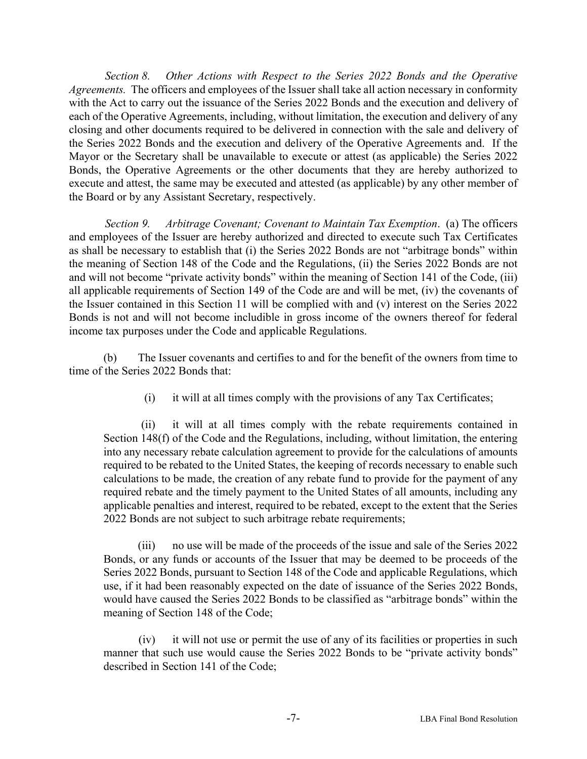*Section 8. Other Actions with Respect to the Series 2022 Bonds and the Operative Agreements.* The officers and employees of the Issuer shall take all action necessary in conformity with the Act to carry out the issuance of the Series 2022 Bonds and the execution and delivery of each of the Operative Agreements, including, without limitation, the execution and delivery of any closing and other documents required to be delivered in connection with the sale and delivery of the Series 2022 Bonds and the execution and delivery of the Operative Agreements and. If the Mayor or the Secretary shall be unavailable to execute or attest (as applicable) the Series 2022 Bonds, the Operative Agreements or the other documents that they are hereby authorized to execute and attest, the same may be executed and attested (as applicable) by any other member of the Board or by any Assistant Secretary, respectively.

*Section 9. Arbitrage Covenant; Covenant to Maintain Tax Exemption*. (a) The officers and employees of the Issuer are hereby authorized and directed to execute such Tax Certificates as shall be necessary to establish that (i) the Series 2022 Bonds are not "arbitrage bonds" within the meaning of Section 148 of the Code and the Regulations, (ii) the Series 2022 Bonds are not and will not become "private activity bonds" within the meaning of Section 141 of the Code, (iii) all applicable requirements of Section 149 of the Code are and will be met, (iv) the covenants of the Issuer contained in this Section 11 will be complied with and (v) interest on the Series 2022 Bonds is not and will not become includible in gross income of the owners thereof for federal income tax purposes under the Code and applicable Regulations.

(b) The Issuer covenants and certifies to and for the benefit of the owners from time to time of the Series 2022 Bonds that:

(i) it will at all times comply with the provisions of any Tax Certificates;

(ii) it will at all times comply with the rebate requirements contained in Section 148(f) of the Code and the Regulations, including, without limitation, the entering into any necessary rebate calculation agreement to provide for the calculations of amounts required to be rebated to the United States, the keeping of records necessary to enable such calculations to be made, the creation of any rebate fund to provide for the payment of any required rebate and the timely payment to the United States of all amounts, including any applicable penalties and interest, required to be rebated, except to the extent that the Series 2022 Bonds are not subject to such arbitrage rebate requirements;

(iii) no use will be made of the proceeds of the issue and sale of the Series 2022 Bonds, or any funds or accounts of the Issuer that may be deemed to be proceeds of the Series 2022 Bonds, pursuant to Section 148 of the Code and applicable Regulations, which use, if it had been reasonably expected on the date of issuance of the Series 2022 Bonds, would have caused the Series 2022 Bonds to be classified as "arbitrage bonds" within the meaning of Section 148 of the Code;

(iv) it will not use or permit the use of any of its facilities or properties in such manner that such use would cause the Series 2022 Bonds to be "private activity bonds" described in Section 141 of the Code;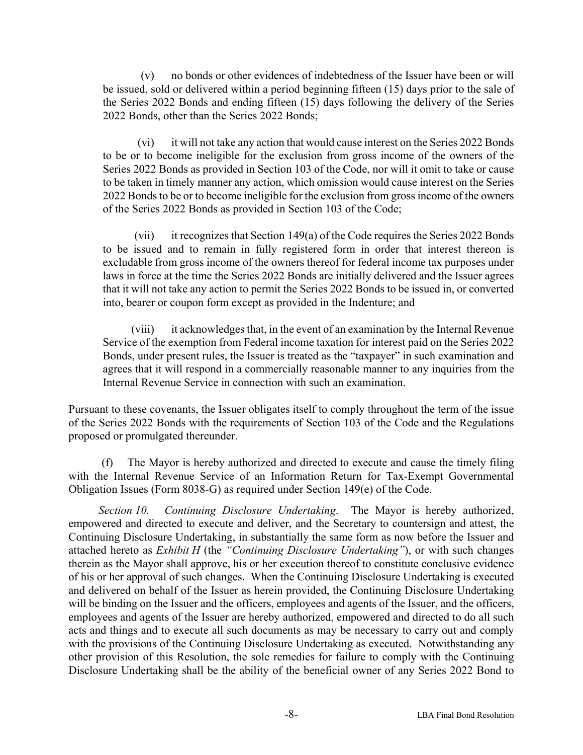(v) no bonds or other evidences of indebtedness of the Issuer have been or will be issued, sold or delivered within a period beginning fifteen (15) days prior to the sale of the Series 2022 Bonds and ending fifteen (15) days following the delivery of the Series 2022 Bonds, other than the Series 2022 Bonds;

(vi) it will not take any action that would cause interest on the Series 2022 Bonds to be or to become ineligible for the exclusion from gross income of the owners of the Series 2022 Bonds as provided in Section 103 of the Code, nor will it omit to take or cause to be taken in timely manner any action, which omission would cause interest on the Series 2022 Bonds to be or to become ineligible for the exclusion from gross income of the owners of the Series 2022 Bonds as provided in Section 103 of the Code;

(vii) it recognizes that Section 149(a) of the Code requires the Series 2022 Bonds to be issued and to remain in fully registered form in order that interest thereon is excludable from gross income of the owners thereof for federal income tax purposes under laws in force at the time the Series 2022 Bonds are initially delivered and the Issuer agrees that it will not take any action to permit the Series 2022 Bonds to be issued in, or converted into, bearer or coupon form except as provided in the Indenture; and

(viii) it acknowledges that, in the event of an examination by the Internal Revenue Service of the exemption from Federal income taxation for interest paid on the Series 2022 Bonds, under present rules, the Issuer is treated as the "taxpayer" in such examination and agrees that it will respond in a commercially reasonable manner to any inquiries from the Internal Revenue Service in connection with such an examination.

Pursuant to these covenants, the Issuer obligates itself to comply throughout the term of the issue of the Series 2022 Bonds with the requirements of Section 103 of the Code and the Regulations proposed or promulgated thereunder.

(f) The Mayor is hereby authorized and directed to execute and cause the timely filing with the Internal Revenue Service of an Information Return for Tax-Exempt Governmental Obligation Issues (Form 8038-G) as required under Section 149(e) of the Code.

*Section 10. Continuing Disclosure Undertaking*. The Mayor is hereby authorized, empowered and directed to execute and deliver, and the Secretary to countersign and attest, the Continuing Disclosure Undertaking, in substantially the same form as now before the Issuer and attached hereto as *Exhibit H* (the *"Continuing Disclosure Undertaking"*), or with such changes therein as the Mayor shall approve, his or her execution thereof to constitute conclusive evidence of his or her approval of such changes. When the Continuing Disclosure Undertaking is executed and delivered on behalf of the Issuer as herein provided, the Continuing Disclosure Undertaking will be binding on the Issuer and the officers, employees and agents of the Issuer, and the officers, employees and agents of the Issuer are hereby authorized, empowered and directed to do all such acts and things and to execute all such documents as may be necessary to carry out and comply with the provisions of the Continuing Disclosure Undertaking as executed. Notwithstanding any other provision of this Resolution, the sole remedies for failure to comply with the Continuing Disclosure Undertaking shall be the ability of the beneficial owner of any Series 2022 Bond to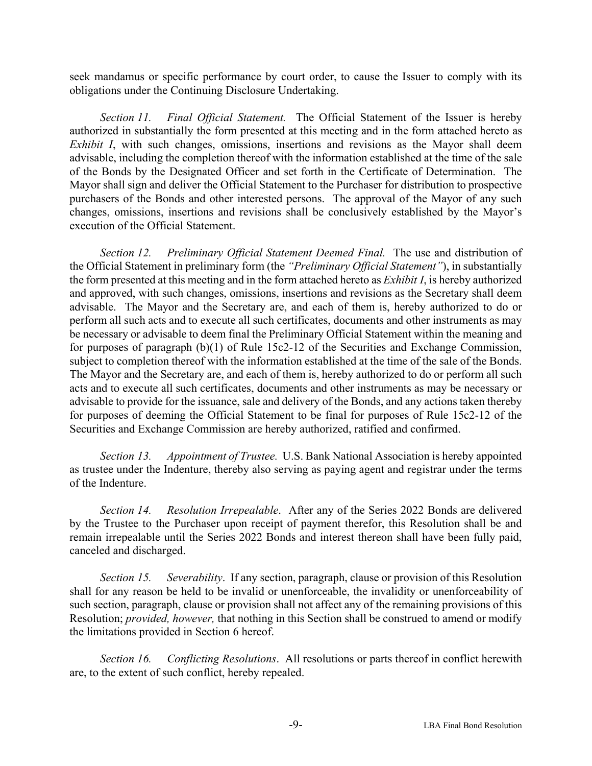seek mandamus or specific performance by court order, to cause the Issuer to comply with its obligations under the Continuing Disclosure Undertaking.

*Section 11. Final Official Statement.* The Official Statement of the Issuer is hereby authorized in substantially the form presented at this meeting and in the form attached hereto as *Exhibit I*, with such changes, omissions, insertions and revisions as the Mayor shall deem advisable, including the completion thereof with the information established at the time of the sale of the Bonds by the Designated Officer and set forth in the Certificate of Determination. The Mayor shall sign and deliver the Official Statement to the Purchaser for distribution to prospective purchasers of the Bonds and other interested persons. The approval of the Mayor of any such changes, omissions, insertions and revisions shall be conclusively established by the Mayor's execution of the Official Statement.

*Section 12. Preliminary Official Statement Deemed Final.* The use and distribution of the Official Statement in preliminary form (the *"Preliminary Official Statement"*), in substantially the form presented at this meeting and in the form attached hereto as *Exhibit I*, is hereby authorized and approved, with such changes, omissions, insertions and revisions as the Secretary shall deem advisable. The Mayor and the Secretary are, and each of them is, hereby authorized to do or perform all such acts and to execute all such certificates, documents and other instruments as may be necessary or advisable to deem final the Preliminary Official Statement within the meaning and for purposes of paragraph (b)(1) of Rule 15c2-12 of the Securities and Exchange Commission, subject to completion thereof with the information established at the time of the sale of the Bonds. The Mayor and the Secretary are, and each of them is, hereby authorized to do or perform all such acts and to execute all such certificates, documents and other instruments as may be necessary or advisable to provide for the issuance, sale and delivery of the Bonds, and any actions taken thereby for purposes of deeming the Official Statement to be final for purposes of Rule 15c2-12 of the Securities and Exchange Commission are hereby authorized, ratified and confirmed.

*Section 13. Appointment of Trustee.* U.S. Bank National Association is hereby appointed as trustee under the Indenture, thereby also serving as paying agent and registrar under the terms of the Indenture.

*Section 14. Resolution Irrepealable*. After any of the Series 2022 Bonds are delivered by the Trustee to the Purchaser upon receipt of payment therefor, this Resolution shall be and remain irrepealable until the Series 2022 Bonds and interest thereon shall have been fully paid, canceled and discharged.

*Section 15. Severability*. If any section, paragraph, clause or provision of this Resolution shall for any reason be held to be invalid or unenforceable, the invalidity or unenforceability of such section, paragraph, clause or provision shall not affect any of the remaining provisions of this Resolution; *provided, however,* that nothing in this Section shall be construed to amend or modify the limitations provided in Section 6 hereof.

*Section 16. Conflicting Resolutions*. All resolutions or parts thereof in conflict herewith are, to the extent of such conflict, hereby repealed.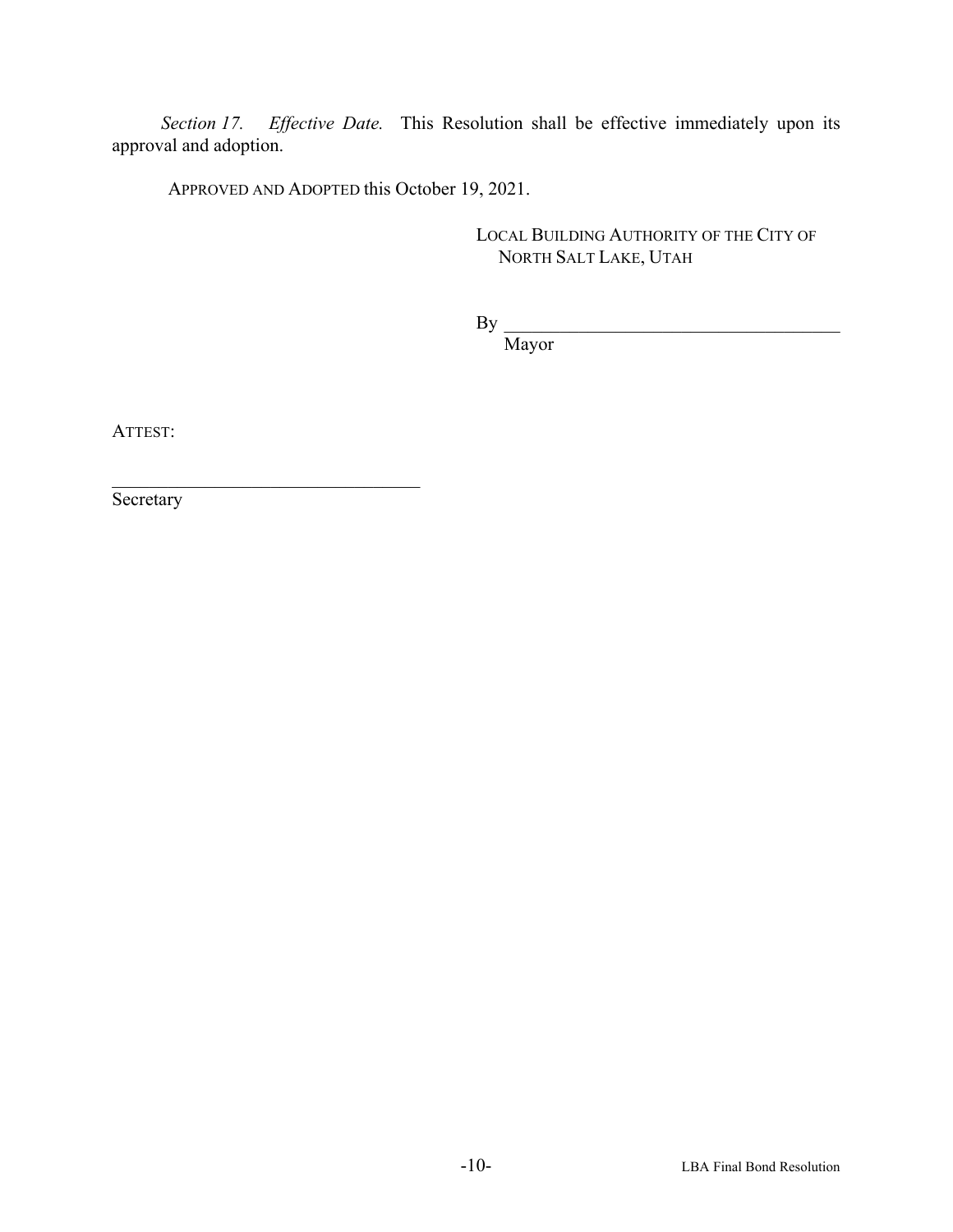*Section 17. Effective Date.* This Resolution shall be effective immediately upon its approval and adoption.

APPROVED AND ADOPTED this October 19, 2021.

LOCAL BUILDING AUTHORITY OF THE CITY OF NORTH SALT LAKE, UTAH

By \_\_\_\_\_\_\_\_\_\_\_\_\_\_\_\_\_\_\_\_\_\_\_\_\_\_\_\_\_\_\_\_\_\_\_\_
Mayor

ATTEST:

\_\_\_\_\_\_\_\_\_\_\_\_\_\_\_\_\_\_\_\_\_\_\_\_\_\_\_\_\_\_\_\_\_\_\_\_
Secretary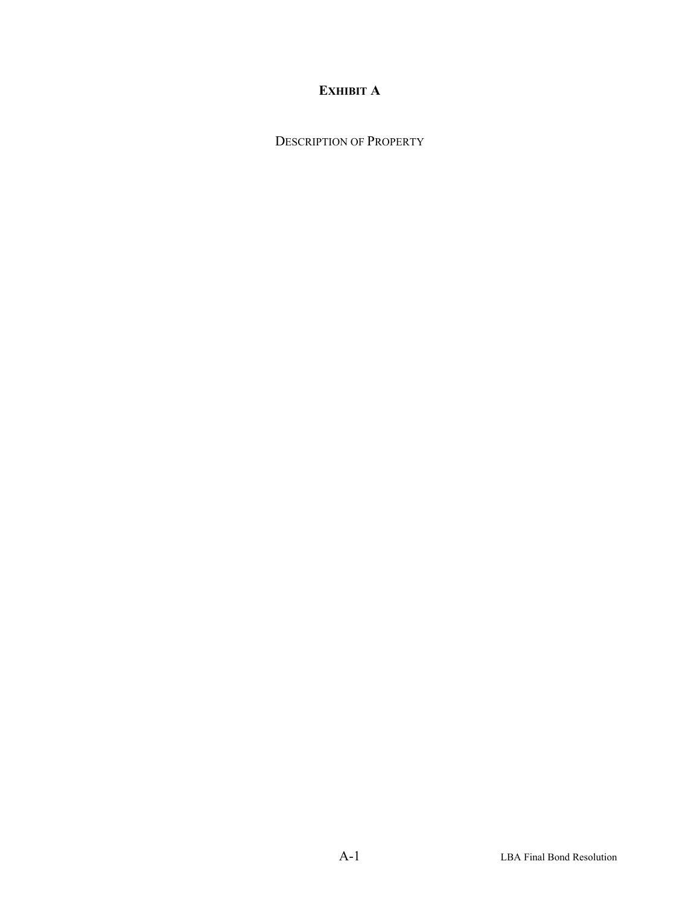# **Exhibit A**

Description of Property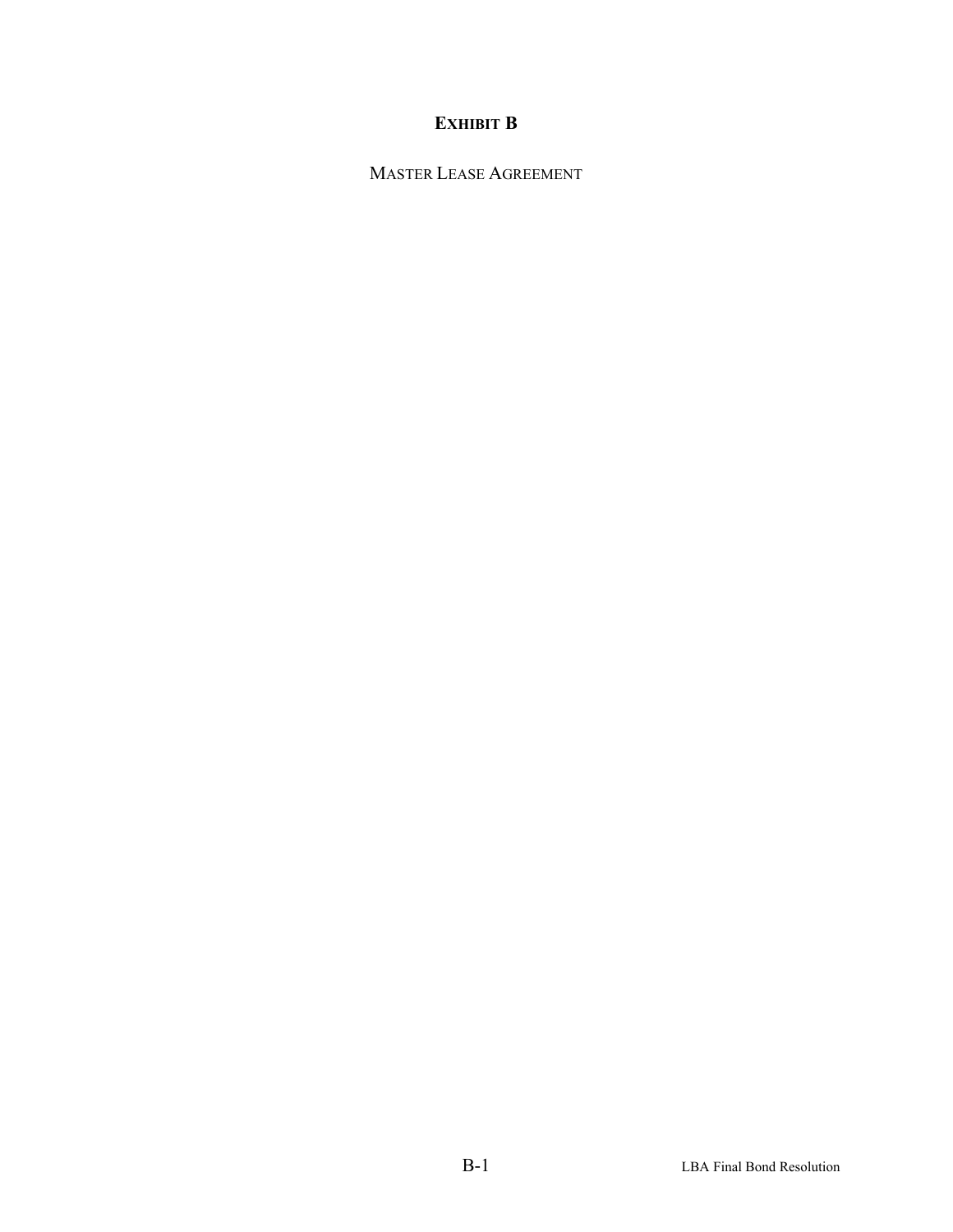# **EXHIBIT B**

MASTER LEASE AGREEMENT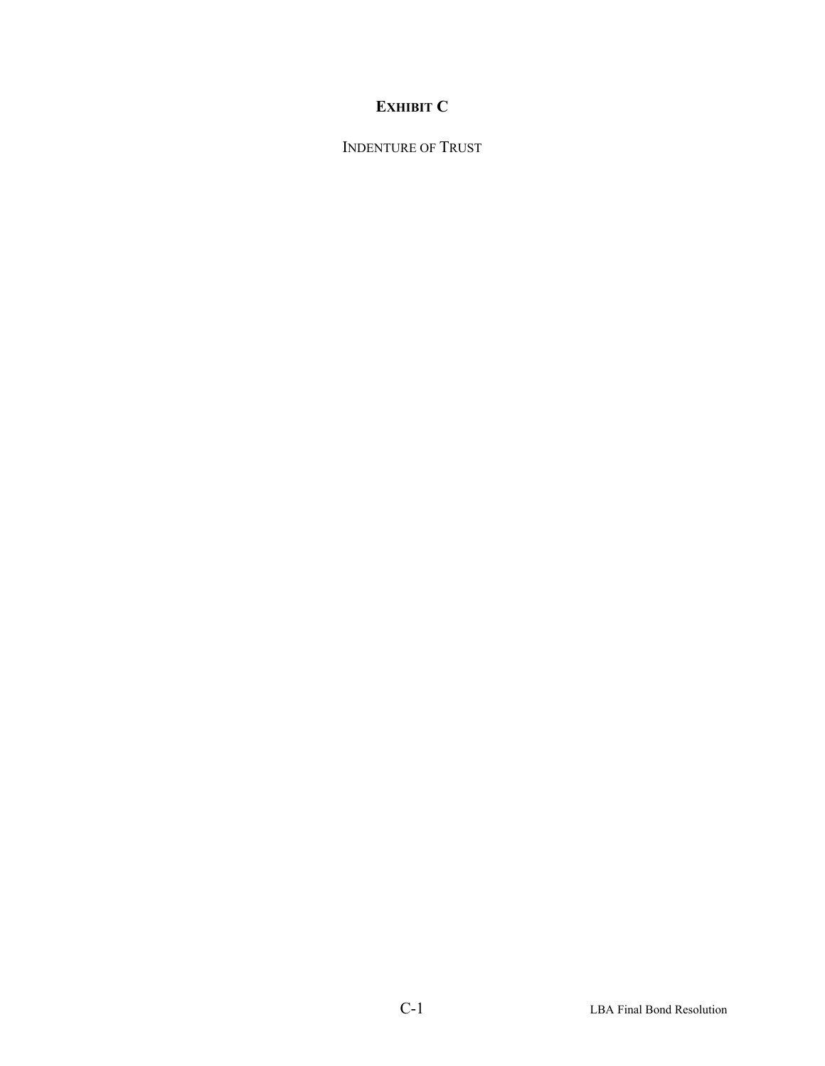# EXHIBIT C

INDENTURE OF TRUST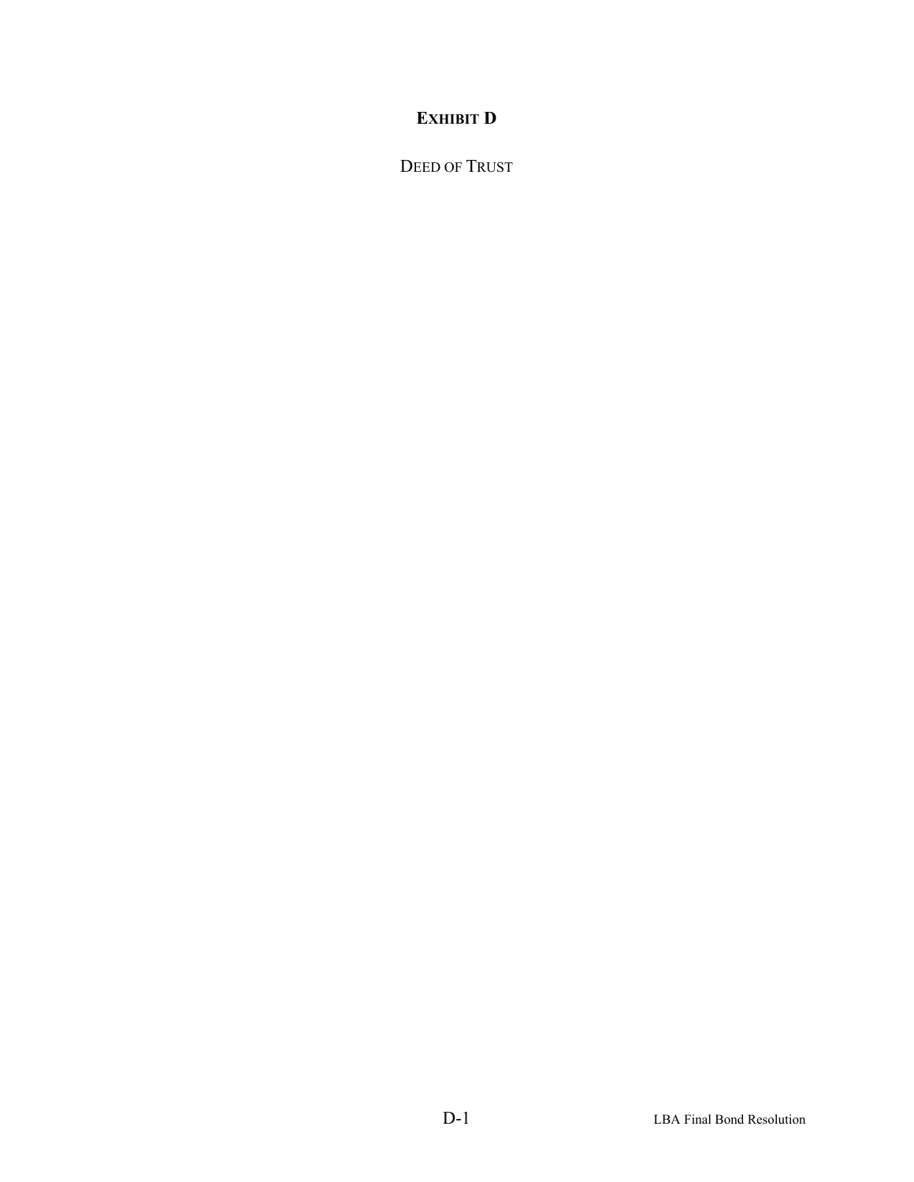**EXHIBIT D**

DEED OF TRUST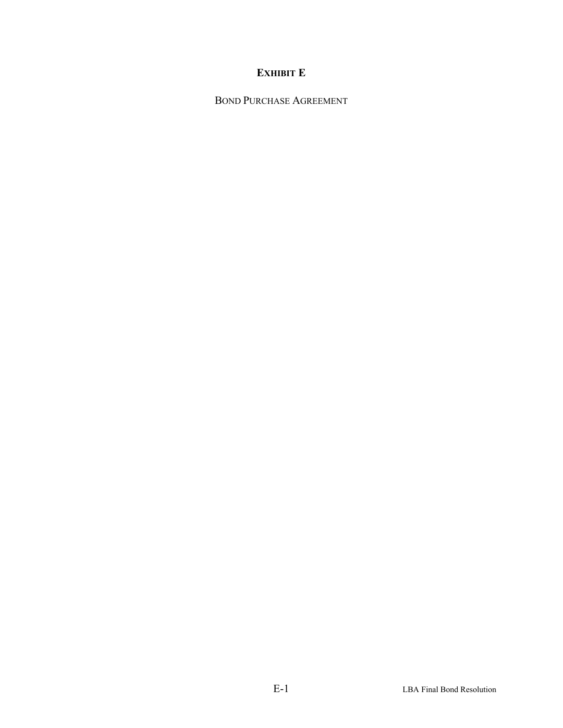# **EXHIBIT E**

BOND PURCHASE AGREEMENT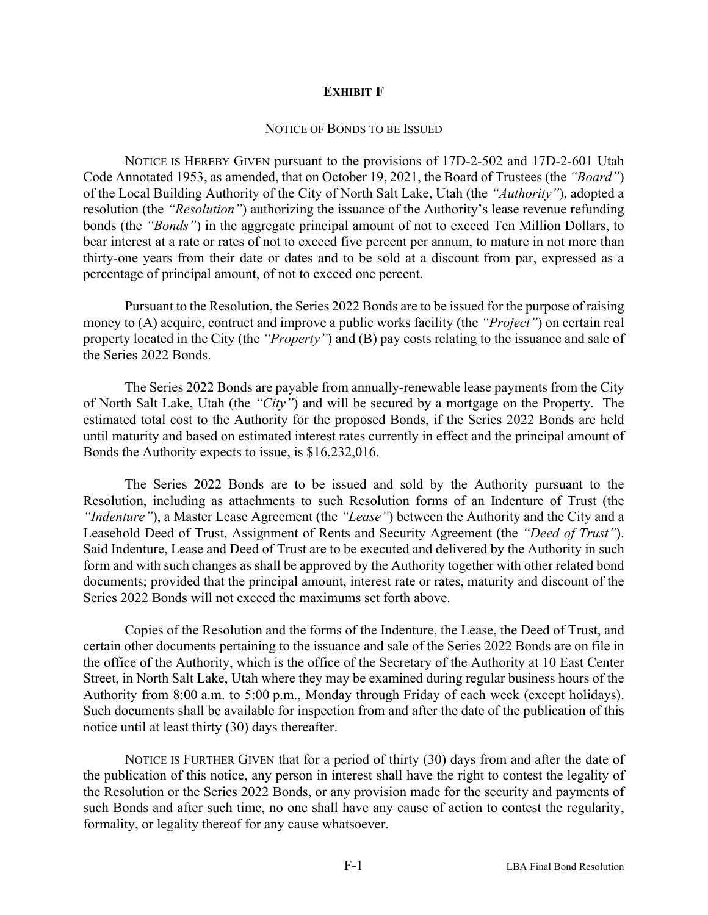# EXHIBIT F

NOTICE OF BONDS TO BE ISSUED

NOTICE IS HEREBY GIVEN pursuant to the provisions of 17D-2-502 and 17D-2-601 Utah Code Annotated 1953, as amended, that on October 19, 2021, the Board of Trustees (the *"Board"*) of the Local Building Authority of the City of North Salt Lake, Utah (the *"Authority"*), adopted a resolution (the *"Resolution"*) authorizing the issuance of the Authority's lease revenue refunding bonds (the *"Bonds"*) in the aggregate principal amount of not to exceed Ten Million Dollars, to bear interest at a rate or rates of not to exceed five percent per annum, to mature in not more than thirty-one years from their date or dates and to be sold at a discount from par, expressed as a percentage of principal amount, of not to exceed one percent.

Pursuant to the Resolution, the Series 2022 Bonds are to be issued for the purpose of raising money to (A) acquire, contruct and improve a public works facility (the *"Project"*) on certain real property located in the City (the *"Property"*) and (B) pay costs relating to the issuance and sale of the Series 2022 Bonds.

The Series 2022 Bonds are payable from annually-renewable lease payments from the City of North Salt Lake, Utah (the *"City"*) and will be secured by a mortgage on the Property. The estimated total cost to the Authority for the proposed Bonds, if the Series 2022 Bonds are held until maturity and based on estimated interest rates currently in effect and the principal amount of Bonds the Authority expects to issue, is $16,232,016.

The Series 2022 Bonds are to be issued and sold by the Authority pursuant to the Resolution, including as attachments to such Resolution forms of an Indenture of Trust (the *"Indenture"*), a Master Lease Agreement (the *"Lease"*) between the Authority and the City and a Leasehold Deed of Trust, Assignment of Rents and Security Agreement (the *"Deed of Trust"*). Said Indenture, Lease and Deed of Trust are to be executed and delivered by the Authority in such form and with such changes as shall be approved by the Authority together with other related bond documents; provided that the principal amount, interest rate or rates, maturity and discount of the Series 2022 Bonds will not exceed the maximums set forth above.

Copies of the Resolution and the forms of the Indenture, the Lease, the Deed of Trust, and certain other documents pertaining to the issuance and sale of the Series 2022 Bonds are on file in the office of the Authority, which is the office of the Secretary of the Authority at 10 East Center Street, in North Salt Lake, Utah where they may be examined during regular business hours of the Authority from 8:00 a.m. to 5:00 p.m., Monday through Friday of each week (except holidays). Such documents shall be available for inspection from and after the date of the publication of this notice until at least thirty (30) days thereafter.

NOTICE IS FURTHER GIVEN that for a period of thirty (30) days from and after the date of the publication of this notice, any person in interest shall have the right to contest the legality of the Resolution or the Series 2022 Bonds, or any provision made for the security and payments of such Bonds and after such time, no one shall have any cause of action to contest the regularity, formality, or legality thereof for any cause whatsoever.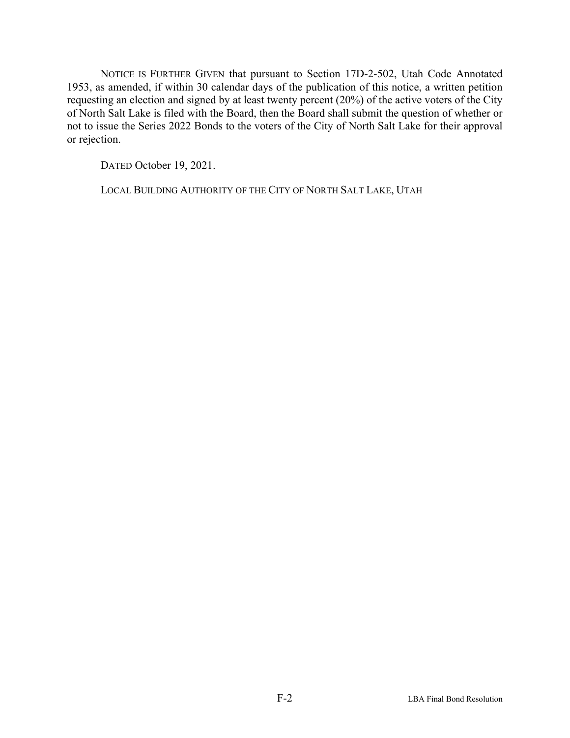NOTICE IS FURTHER GIVEN that pursuant to Section 17D-2-502, Utah Code Annotated 1953, as amended, if within 30 calendar days of the publication of this notice, a written petition requesting an election and signed by at least twenty percent (20%) of the active voters of the City of North Salt Lake is filed with the Board, then the Board shall submit the question of whether or not to issue the Series 2022 Bonds to the voters of the City of North Salt Lake for their approval or rejection.

DATED October 19, 2021.

LOCAL BUILDING AUTHORITY OF THE CITY OF NORTH SALT LAKE, UTAH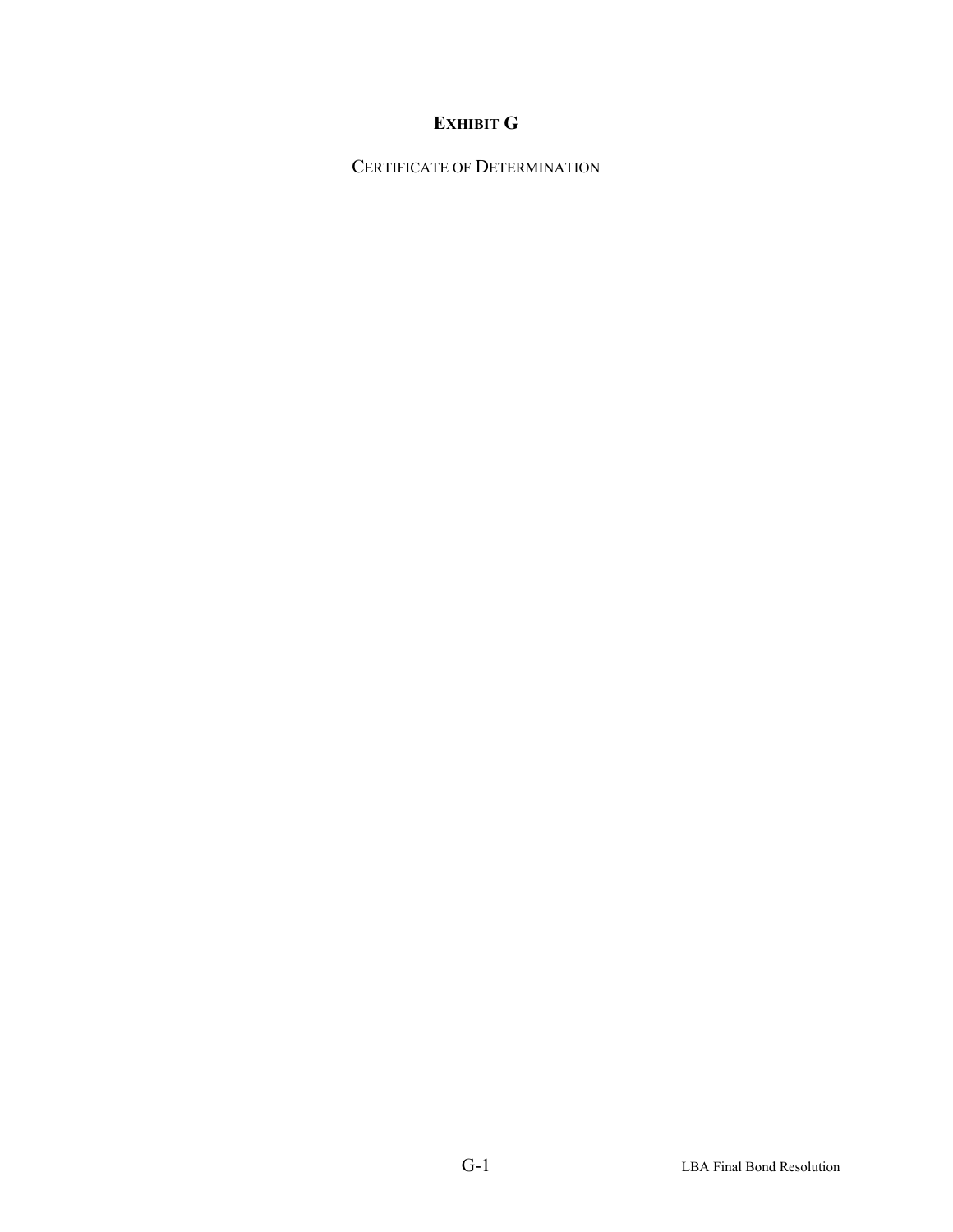# EXHIBIT G

CERTIFICATE OF DETERMINATION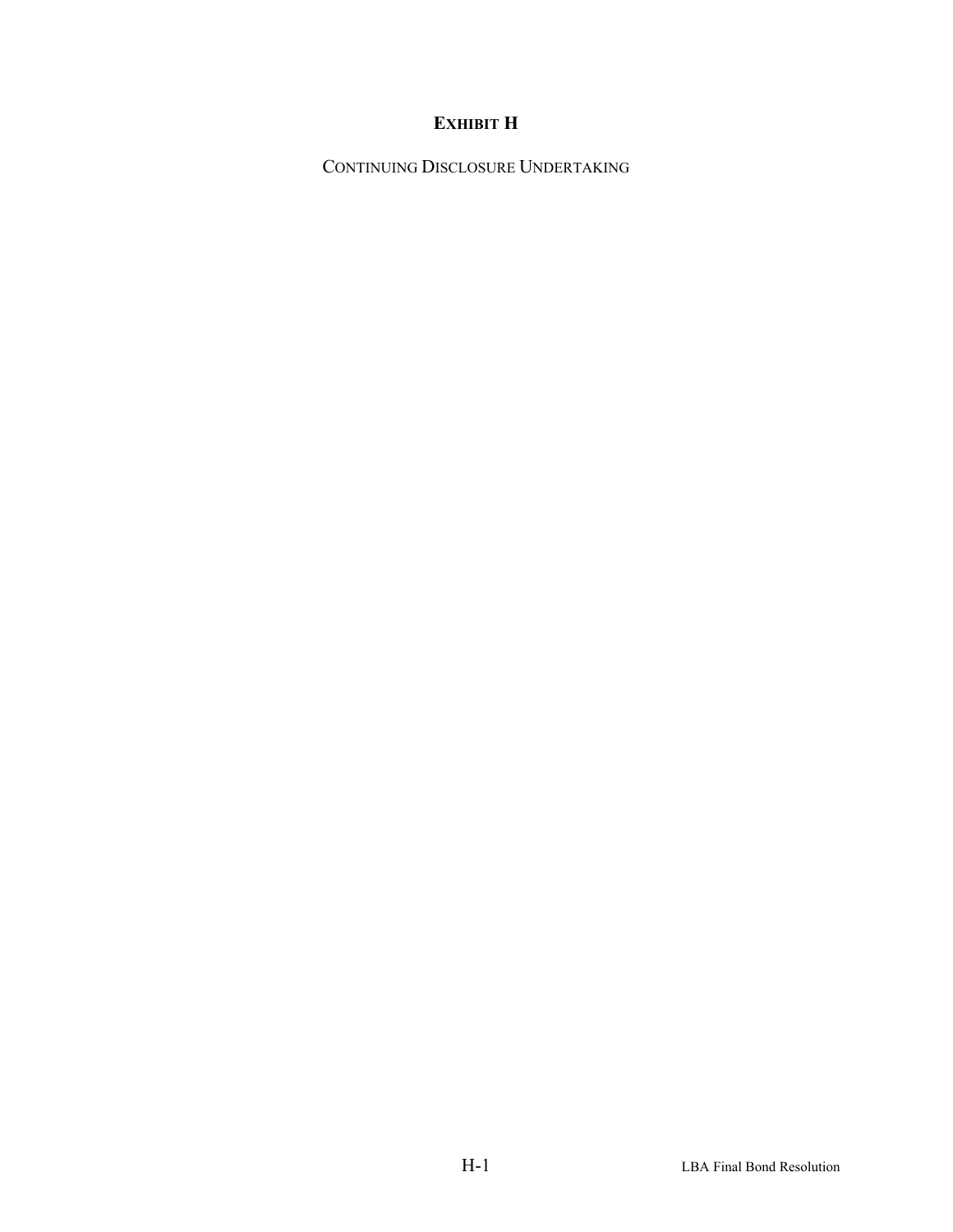# EXHIBIT H

CONTINUING DISCLOSURE UNDERTAKING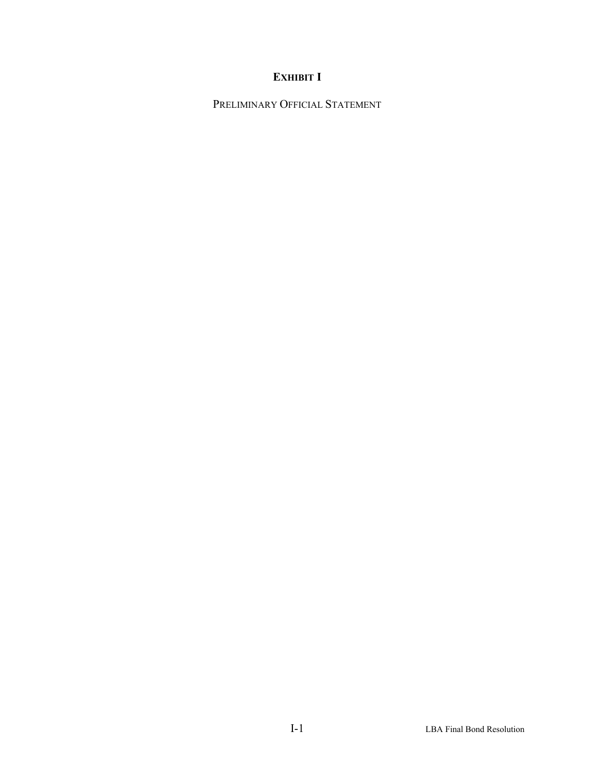**EXHIBIT I**

PRELIMINARY OFFICIAL STATEMENT